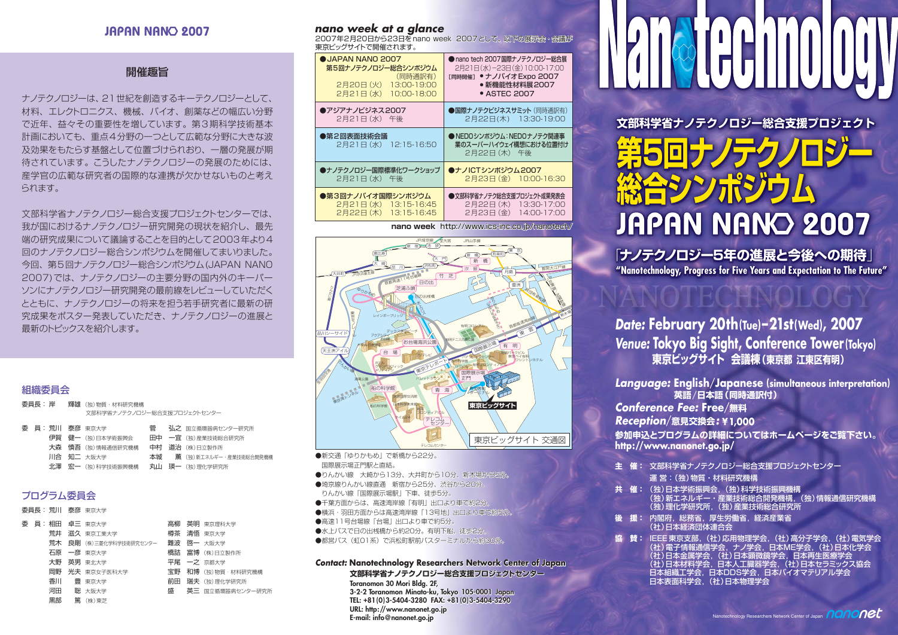# JAPAN NANO 2007

## 開催趣旨

ナノテクノロジーは、21世紀を創造するキーテクノロジーとして、材料、エレクトロニクス、機械、バイオ、創薬などの幅広い分野で近年、益々その重要性を増しています。第3期科学技術基本計画においても、重点4分野の一つとして広範な分野に大きな波及効果をもたらす基盤として位置づけられおり、一層の発展が期待されています。こうしたナノテクノロジーの発展のためには、産学官の広範な研究者の国際的な連携が欠かせないものと考えられます。

文部科学省ナノテクノロジー総合支援プロジェクトセンターでは、我が国におけるナノテクノロジー研究開発の現状を紹介し、最先端の研究成果について議論することを目的として2003年より4回のナノテクノロジー総合シンポジウムを開催してまいりました。今回、第5回ナノテクノロジー総合シンポジウム(JAPAN NANO 2007)では、ナノテクノロジーの主要分野の国内外のキーパーソンにナノテクノロジー研究開発の最前線をレビューしていただくとともに、ナノテクノロジーの将来を担う若手研究者に最新の研究成果をポスター発表していただき、ナノテクノロジーの進展と最新のトピックスを紹介します。

### 組織委員会

委員長：岸　輝雄（独）物質・材料研究機構
文部科学省ナノテクノロジー総合支援プロジェクトセンター

委　員：
- 荒川 泰彦　東京大学
- 伊賀 健一（独）日本学術振興会
- 大森 慎吾（独）情報通信研究機構
- 川合 知二　大阪大学
- 北澤 宏一（独）科学技術振興機構
- 菅　弘之　国立循環器病センター研究所
- 田中 一宜（独）産業技術総合研究所
- 中村 道治（株）日立製作所
- 本城 薫（独）新エネルギー・産業技術総合開発機構
- 丸山 瑛一（独）理化学研究所

### プログラム委員会

委員長：荒川 泰彦　東京大学

委　員：
- 相田 卓三　東京大学
- 荒井 滋久　東京工業大学
- 荒木 良剛（株）三菱化学科学技術研究センター
- 石原 一彦　東京大学
- 大野 英男　東北大学
- 岡野 光夫　東京女子医科大学
- 香川 豊　東京大学
- 河田 聡　大阪大学
- 黒部 篤（株）東芝
- 高柳 英明　東京理科大学
- 樽茶 清悟　東京大学
- 難波 啓一　大阪大学
- 橋詰 富博（株）日立製作所
- 平尾 一之　京都大学
- 宝野 和博（独）物質・材料研究機構
- 前田 瑞夫（独）理化学研究所
- 盛 英三　国立循環器病センター研究所

## nano week at a glance

2007年2月20日から23日をnano week 2007として、以下の展示会・会議が東京ビッグサイトで開催されます。

| | |
|---|---|
| ●JAPAN NANO 2007 第5回ナノテクノロジー総合シンポジウム（同時通訳有）2月20日（火）13:00-19:00 2月21日（水）10:00-18:00 | ●nano tech 2007国際ナノテクノロジー総合展 2月21日(水)-23日(金) 10:00-17:00 ［同時開催］●ナノバイオExpo 2007 ●新機能性材料展2007 ●ASTEC 2007 |
| ●アジアナノビジネス2007 2月21日（水）午後 | ●国際ナノテクビジネスサミット（同時通訳有）2月22日（木）13:30-19:00 |
| ●第2回表面技術会議 2月21日（水）12:15-16:50 | ●NEDOシンポジウム：NEDOナノテク関連事業のスーパーハイウェイ構想における位置付け 2月22日（木）午後 |
| ●ナノテクノロジー国際標準化ワークショップ 2月21日（水）午後 | ●ナノICTシンポジウム2007 2月23日（金）10:00-16:30 |
| ●第3回ナノバイオ国際シンポジウム 2月21日（水）13:15-16:45 2月22日（木）13:15-16:45 | ●文部科学省ナノテク総合支援プロジェクト成果発表会 2月22日（木）13:30-17:00 2月23日（金）14:00-17:00 |

nano week http://www.ics-inc.co.jp/nanotech/

東京ビッグサイト 交通図

- ●新交通「ゆりかもめ」で新橋から22分。国際展示場正門駅と直結。
- ●りんかい線　大崎から13分、大井町から10分、新木場から5分。
- ●埼京線りんかい線直通　新宿から25分、渋谷から20分。りんかい線「国際展示場駅」下車、徒歩5分。
- ●千葉方面からは、高速湾岸線「有明」出口より車で約2分。
- ●横浜・羽田方面からは高速湾岸線「13号地」出口より車で約5分。
- ●高速11号台場線「台場」出口より車で約5分。
- ●水上バスで日の出桟橋から約20分。有明下船、徒歩2分。
- ●都営バス（虹01系）で浜松町駅前バスターミナルから約30分。

*Contact:* **Nanotechnology Researchers Network Center of Japan**
**文部科学省ナノテクノロジー総合支援プロジェクトセンター**
Toranomon 30 Mori Bldg. 2F,
3-2-2 Toranomon Minato-ku, Tokyo 105-0001 Japan
TEL: +81(0)3-5404-3280 FAX: +81(0)3-5404-3290
URL: http://www.nanonet.go.jp
E-mail: info@nanonet.go.jp

# Nanotechnology

## 文部科学省ナノテクノロジー総合支援プロジェクト
# 第5回ナノテクノロジー総合シンポジウム
# JAPAN NANO 2007

## 「ナノテクノロジー5年の進展と今後への期待」
**"Nanotechnology, Progress for Five Years and Expectation to The Future"**

***Date:* February 20th(Tue)-21st(Wed), 2007**
***Venue:* Tokyo Big Sight, Conference Tower(Tokyo)**
**東京ビッグサイト　会議棟（東京都 江東区有明）**

***Language:* English/Japanese (simultaneous interpretation)**
**英語/日本語（同時通訳付）**
***Conference Fee:* Free/無料**
***Reception*/意見交換会：¥1,000**
**参加申込とプログラムの詳細についてはホームページをご覧下さい。**
**http://www.nanonet.go.jp/**

**主　催：** 文部科学省ナノテクノロジー総合支援プロジェクトセンター
運 営：（独）物質・材料研究機構

**共　催：**（独）日本学術振興会，（独）科学技術振興機構
（独）新エネルギー・産業技術総合開発機構，（独）情報通信研究機構
（独）理化学研究所，（独）産業技術総合研究所

**後　援：** 内閣府，総務省，厚生労働省，経済産業省
（社）日本経済団体連合会

**協　賛：** IEEE 東京支部，（社）応用物理学会，（社）高分子学会，（社）電気学会
（社）電子情報通信学会，ナノ学会，日本ME学会，（社）日本化学会
（社）日本金属学会，（社）日本顕微鏡学会，日本再生医療学会
（社）日本材料学会，日本人工臓器学会，（社）日本セラミックス協会
日本組織工学会，日本DDS学会，日本バイオマテリアル学会
日本表面科学会，（社）日本物理学会

Nanotechnology Researchers Network Center of Japan nanonet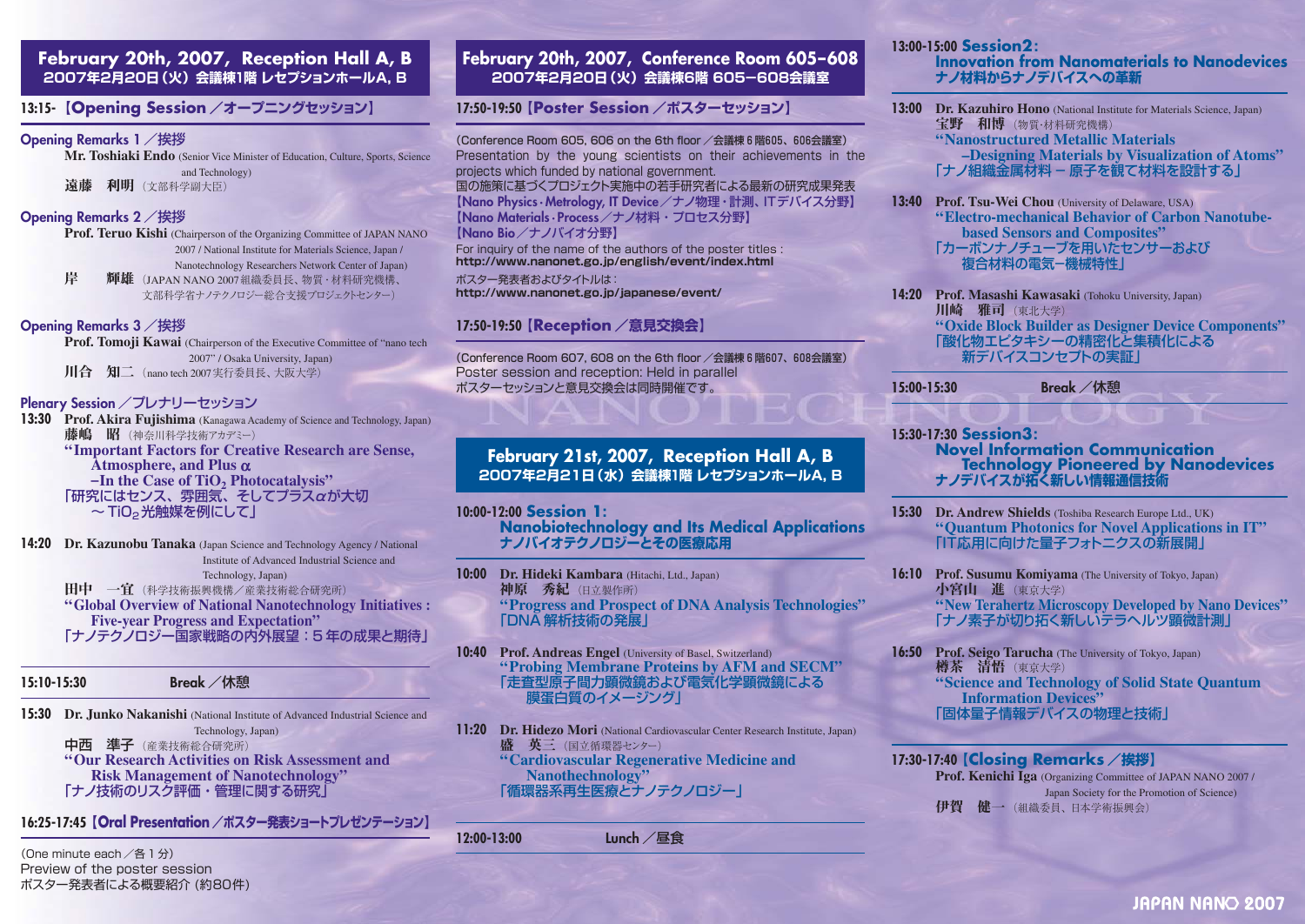## February 20th, 2007, Reception Hall A, B
### 2007年2月20日（火）会議棟1階 レセプションホールA, B

### 13:15-【Opening Session／オープニングセッション】

**Opening Remarks 1／挨拶**

**Mr. Toshiaki Endo** (Senior Vice Minister of Education, Culture, Sports, Science and Technology)
**遠藤　利明**（文部科学副大臣）

**Opening Remarks 2／挨拶**

**Prof. Teruo Kishi** (Chairperson of the Organizing Committee of JAPAN NANO 2007 / National Institute for Materials Science, Japan / Nanotechnology Researchers Network Center of Japan)
**岸　輝雄**（JAPAN NANO 2007組織委員長、物質・材料研究機構、文部科学省ナノテクノロジー総合支援プロジェクトセンター）

**Opening Remarks 3／挨拶**

**Prof. Tomoji Kawai** (Chairperson of the Executive Committee of "nano tech 2007" / Osaka University, Japan)
**川合　知二**（nano tech 2007実行委員長、大阪大学）

**Plenary Session／プレナリーセッション**

**13:30** **Prof. Akira Fujishima** (Kanagawa Academy of Science and Technology, Japan)
**藤嶋　昭**（神奈川科学技術アカデミー）
**"Important Factors for Creative Research are Sense, Atmosphere, and Plus α –In the Case of $TiO_2$ Photocatalysis"**
「研究にはセンス、雰囲気、そしてプラスαが大切　～$TiO_2$光触媒を例にして」

**14:20** **Dr. Kazunobu Tanaka** (Japan Science and Technology Agency / National Institute of Advanced Industrial Science and Technology, Japan)
**田中　一宜**（科学技術振興機構／産業技術総合研究所）
**"Global Overview of National Nanotechnology Initiatives : Five-year Progress and Expectation"**
「ナノテクノロジー国家戦略の内外展望：５年の成果と期待」

**15:10-15:30**　Break／休憩

**15:30** **Dr. Junko Nakanishi** (National Institute of Advanced Industrial Science and Technology, Japan)
**中西　準子**（産業技術総合研究所）
**"Our Research Activities on Risk Assessment and Risk Management of Nanotechnology"**
「ナノ技術のリスク評価・管理に関する研究」

### 16:25-17:45【Oral Presentation／ポスター発表ショートプレゼンテーション】

(One minute each／各１分)
Preview of the poster session
ポスター発表者による概要紹介 (約80件)

## February 20th, 2007, Conference Room 605-608
### 2007年2月20日（火）会議棟6階 605−608会議室

### 17:50-19:50【Poster Session／ポスターセッション】

(Conference Room 605, 606 on the 6th floor／会議棟６階605、606会議室)
Presentation by the young scientists on their achievements in the projects which funded by national government.
国の施策に基づくプロジェクト実施中の若手研究者による最新の研究成果発表
【Nano Physics・Metrology, IT Device／ナノ物理・計測、ITデバイス分野】
【Nano Materials・Process／ナノ材料・プロセス分野】
【Nano Bio／ナノバイオ分野】
For inquiry of the name of the authors of the poster titles :
http://www.nanonet.go.jp/english/event/index.html
ポスター発表者およびタイトルは：
http://www.nanonet.go.jp/japanese/event/

### 17:50-19:50【Reception／意見交換会】

(Conference Room 607, 608 on the 6th floor／会議棟６階607、608会議室)
Poster session and reception: Held in parallel
ポスターセッションと意見交換会は同時開催です。

## February 21st, 2007, Reception Hall A, B
### 2007年2月21日（水）会議棟1階 レセプションホールA, B

### 10:00-12:00 Session 1: Nanobiotechnology and Its Medical Applications
### ナノバイオテクノロジーとその医療応用

**10:00** **Dr. Hideki Kambara** (Hitachi, Ltd., Japan)
**神原　秀記**（日立製作所）
**"Progress and Prospect of DNA Analysis Technologies"**
「DNA 解析技術の発展」

**10:40** **Prof. Andreas Engel** (University of Basel, Switzerland)
**"Probing Membrane Proteins by AFM and SECM"**
「走査型原子間力顕微鏡および電気化学顕微鏡による膜蛋白質のイメージング」

**11:20** **Dr. Hidezo Mori** (National Cardiovascular Center Research Institute, Japan)
**盛　英三**（国立循環器センター）
**"Cardiovascular Regenerative Medicine and Nanothechnology"**
「循環器系再生医療とナノテクノロジー」

**12:00-13:00**　Lunch／昼食

### 13:00-15:00 Session2: Innovation from Nanomaterials to Nanodevices
### ナノ材料からナノデバイスへの革新

**13:00** **Dr. Kazuhiro Hono** (National Institute for Materials Science, Japan)
**宝野　和博**（物質･材料研究機構）
**"Nanostructured Metallic Materials –Designing Materials by Visualization of Atoms"**
「ナノ組織金属材料－原子を観て材料を設計する」

**13:40** **Prof. Tsu-Wei Chou** (University of Delaware, USA)
**"Electro-mechanical Behavior of Carbon Nanotube-based Sensors and Composites"**
「カーボンナノチューブを用いたセンサーおよび複合材料の電気−機械特性」

**14:20** **Prof. Masashi Kawasaki** (Tohoku University, Japan)
**川崎　雅司**（東北大学）
**"Oxide Block Builder as Designer Device Components"**
「酸化物エピタキシーの精密化と集積化による新デバイスコンセプトの実証」

**15:00-15:30**　Break／休憩

### 15:30-17:30 Session3: Novel Information Communication Technology Pioneered by Nanodevices
### ナノデバイスが拓く新しい情報通信技術

**15:30** **Dr. Andrew Shields** (Toshiba Research Europe Ltd., UK)
**"Quantum Photonics for Novel Applications in IT"**
「IT応用に向けた量子フォトニクスの新展開」

**16:10** **Prof. Susumu Komiyama** (The University of Tokyo, Japan)
**小宮山　進**（東京大学）
**"New Terahertz Microscopy Developed by Nano Devices"**
「ナノ素子が切り拓く新しいテラヘルツ顕微計測」

**16:50** **Prof. Seigo Tarucha** (The University of Tokyo, Japan)
**樽茶　清悟**（東京大学）
**"Science and Technology of Solid State Quantum Information Devices"**
「固体量子情報デバイスの物理と技術」

### 17:30-17:40【Closing Remarks／挨拶】

**Prof. Kenichi Iga** (Organizing Committee of JAPAN NANO 2007 / Japan Society for the Promotion of Science)
**伊賀　健一**（組織委員、日本学術振興会）